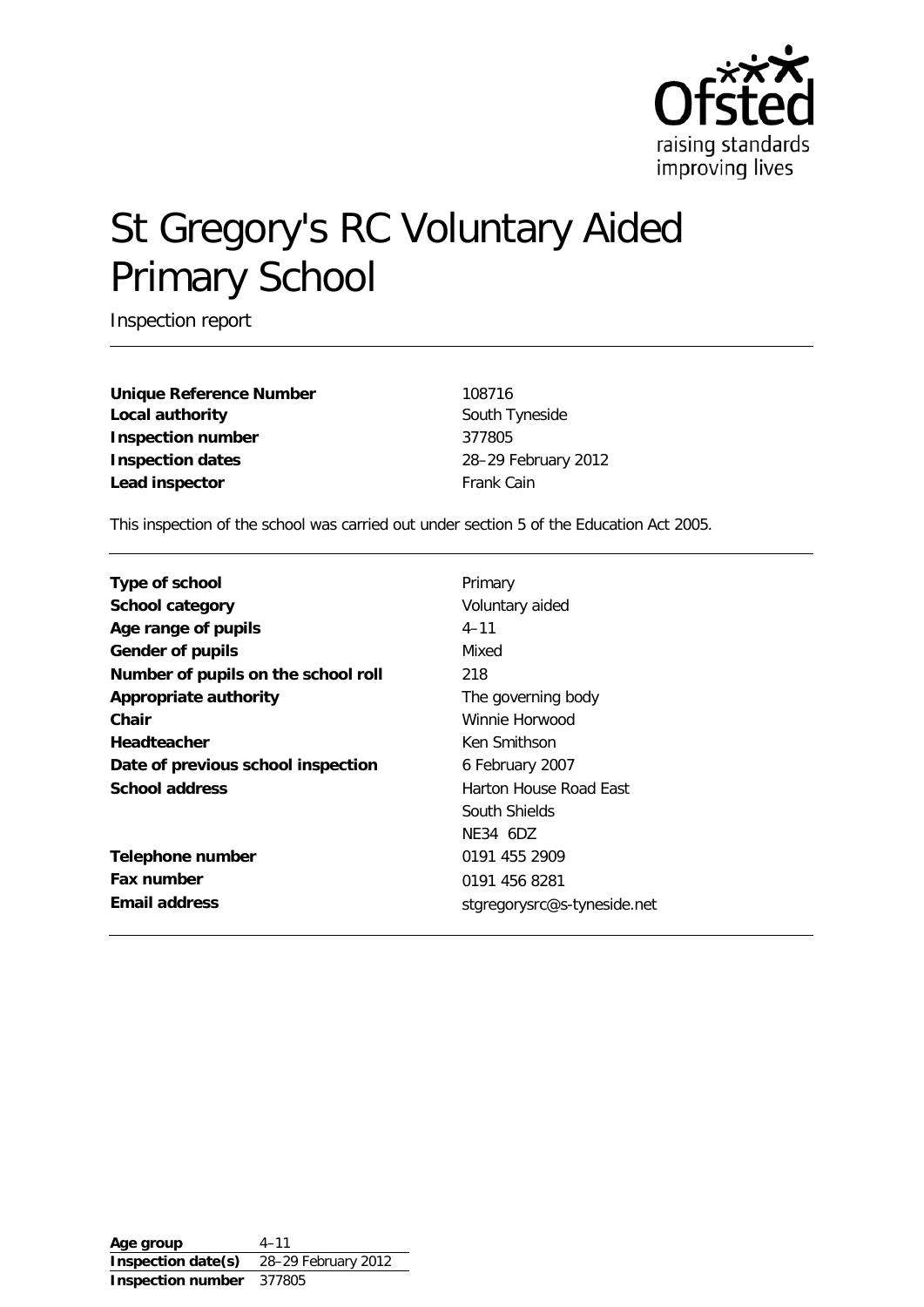# St Gregory's RC Voluntary Aided Primary School

Inspection report

| | |
|---|---|
| **Unique Reference Number** | 108716 |
| **Local authority** | South Tyneside |
| **Inspection number** | 377805 |
| **Inspection dates** | 28–29 February 2012 |
| **Lead inspector** | Frank Cain |

This inspection of the school was carried out under section 5 of the Education Act 2005.

| | |
|---|---|
| **Type of school** | Primary |
| **School category** | Voluntary aided |
| **Age range of pupils** | 4–11 |
| **Gender of pupils** | Mixed |
| **Number of pupils on the school roll** | 218 |
| **Appropriate authority** | The governing body |
| **Chair** | Winnie Horwood |
| **Headteacher** | Ken Smithson |
| **Date of previous school inspection** | 6 February 2007 |
| **School address** | Harton House Road East<br>South Shields<br>NE34 6DZ |
| **Telephone number** | 0191 455 2909 |
| **Fax number** | 0191 456 8281 |
| **Email address** | stgregorysrc@s-tyneside.net |

| | |
|---|---|
| **Age group** | 4–11 |
| **Inspection date(s)** | 28–29 February 2012 |
| **Inspection number** | 377805 |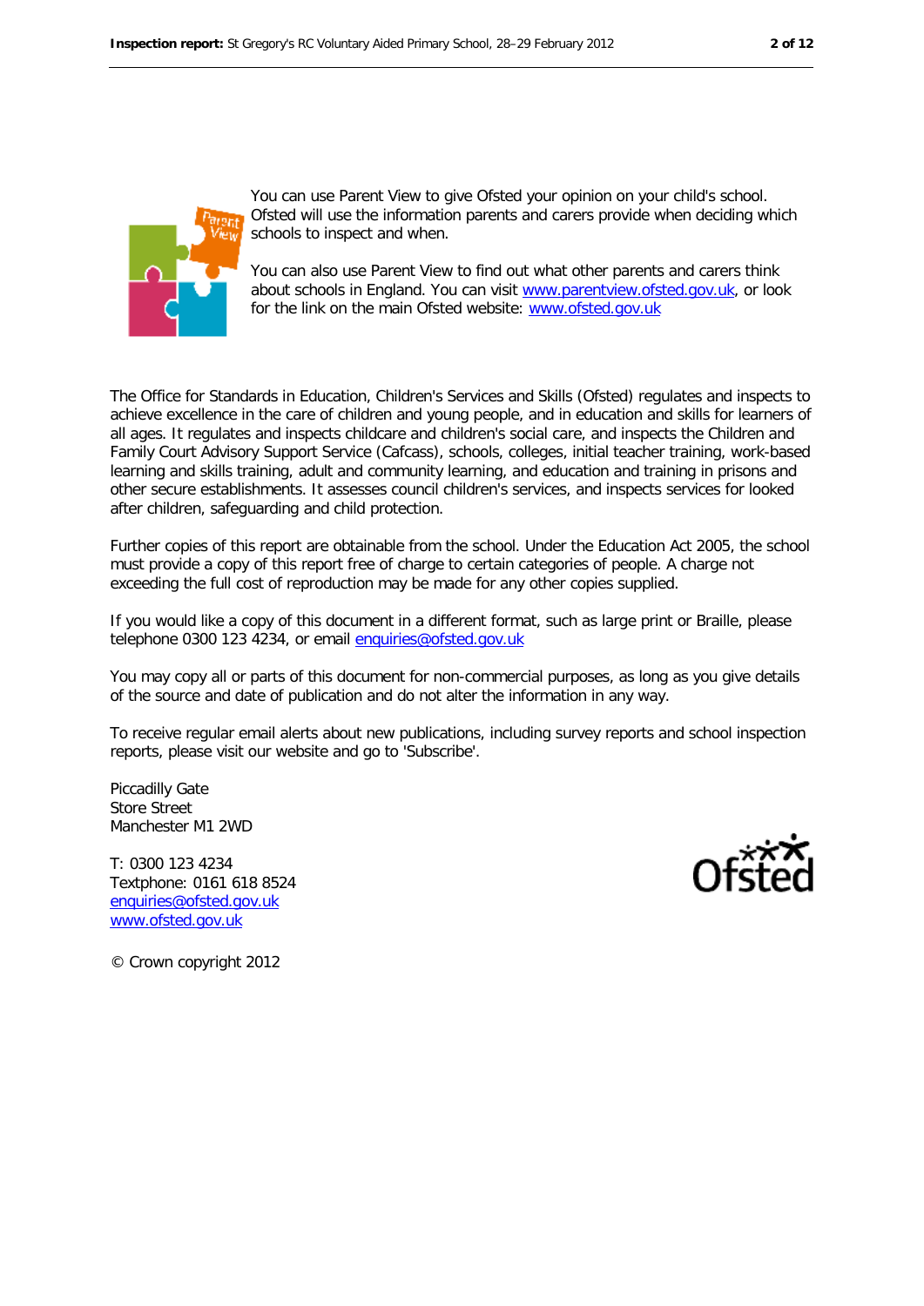You can use Parent View to give Ofsted your opinion on your child's school. Ofsted will use the information parents and carers provide when deciding which schools to inspect and when.

You can also use Parent View to find out what other parents and carers think about schools in England. You can visit www.parentview.ofsted.gov.uk, or look for the link on the main Ofsted website: www.ofsted.gov.uk

The Office for Standards in Education, Children's Services and Skills (Ofsted) regulates and inspects to achieve excellence in the care of children and young people, and in education and skills for learners of all ages. It regulates and inspects childcare and children's social care, and inspects the Children and Family Court Advisory Support Service (Cafcass), schools, colleges, initial teacher training, work-based learning and skills training, adult and community learning, and education and training in prisons and other secure establishments. It assesses council children's services, and inspects services for looked after children, safeguarding and child protection.

Further copies of this report are obtainable from the school. Under the Education Act 2005, the school must provide a copy of this report free of charge to certain categories of people. A charge not exceeding the full cost of reproduction may be made for any other copies supplied.

If you would like a copy of this document in a different format, such as large print or Braille, please telephone 0300 123 4234, or email enquiries@ofsted.gov.uk

You may copy all or parts of this document for non-commercial purposes, as long as you give details of the source and date of publication and do not alter the information in any way.

To receive regular email alerts about new publications, including survey reports and school inspection reports, please visit our website and go to 'Subscribe'.

Piccadilly Gate  
Store Street  
Manchester M1 2WD

T: 0300 123 4234  
Textphone: 0161 618 8524  
enquiries@ofsted.gov.uk  
www.ofsted.gov.uk

© Crown copyright 2012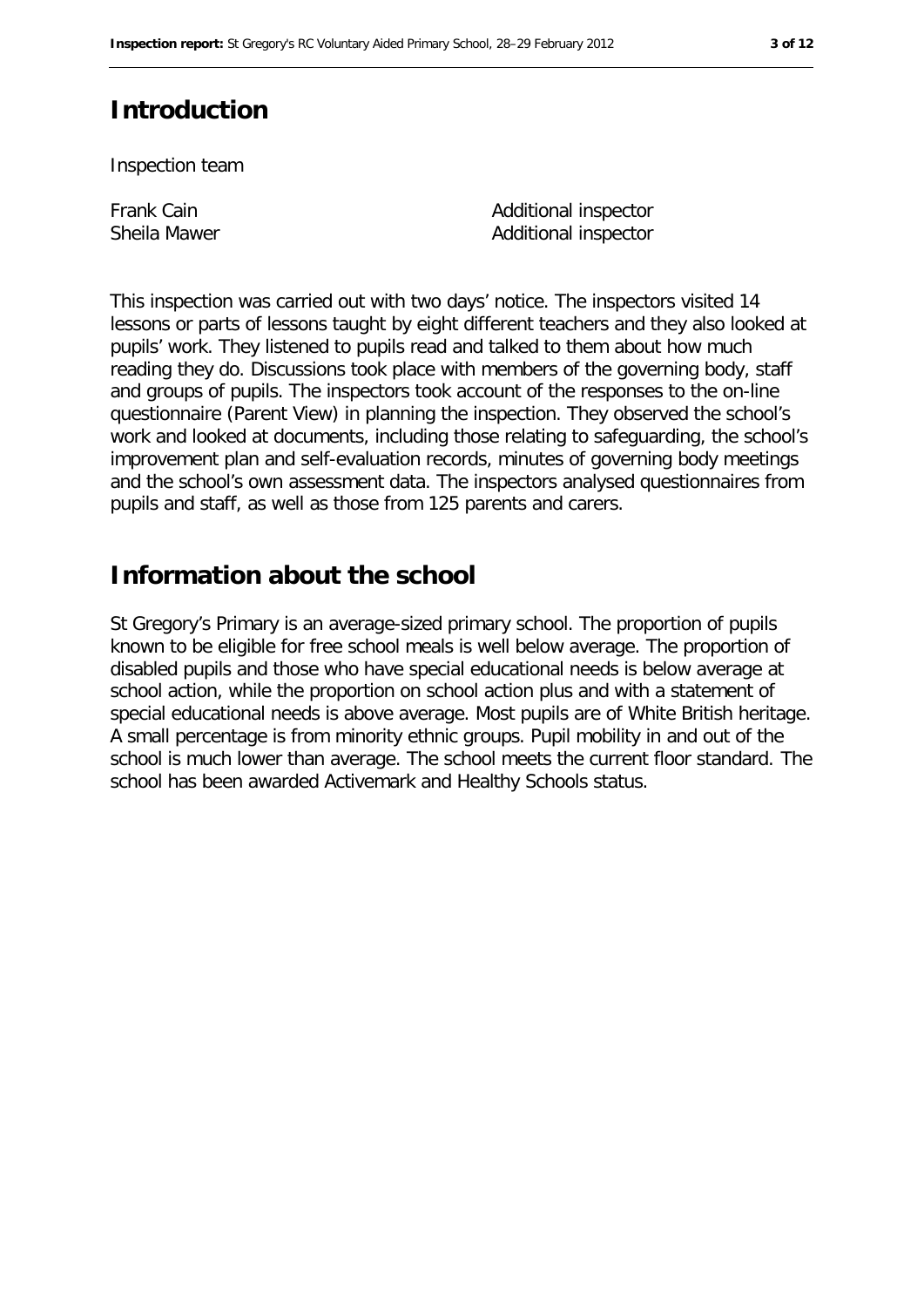## Introduction

Inspection team

| | |
|---|---|
| Frank Cain | Additional inspector |
| Sheila Mawer | Additional inspector |

This inspection was carried out with two days' notice. The inspectors visited 14 lessons or parts of lessons taught by eight different teachers and they also looked at pupils' work. They listened to pupils read and talked to them about how much reading they do. Discussions took place with members of the governing body, staff and groups of pupils. The inspectors took account of the responses to the on-line questionnaire (Parent View) in planning the inspection. They observed the school's work and looked at documents, including those relating to safeguarding, the school's improvement plan and self-evaluation records, minutes of governing body meetings and the school's own assessment data. The inspectors analysed questionnaires from pupils and staff, as well as those from 125 parents and carers.

## Information about the school

St Gregory's Primary is an average-sized primary school. The proportion of pupils known to be eligible for free school meals is well below average. The proportion of disabled pupils and those who have special educational needs is below average at school action, while the proportion on school action plus and with a statement of special educational needs is above average. Most pupils are of White British heritage. A small percentage is from minority ethnic groups. Pupil mobility in and out of the school is much lower than average. The school meets the current floor standard. The school has been awarded Activemark and Healthy Schools status.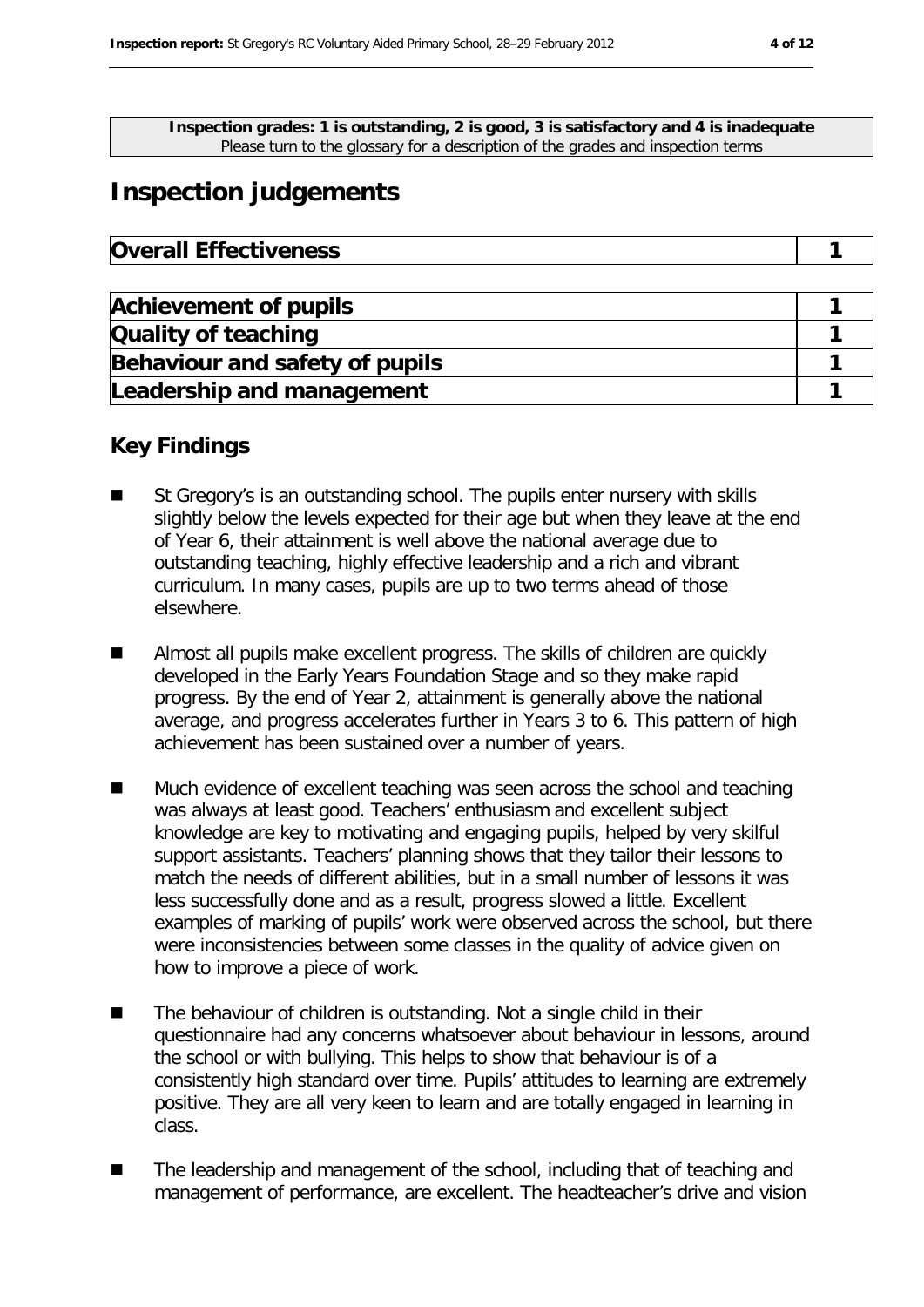**Inspection grades: 1 is outstanding, 2 is good, 3 is satisfactory and 4 is inadequate**
Please turn to the glossary for a description of the grades and inspection terms

# Inspection judgements

| Overall Effectiveness | 1 |
|---|---|

| Achievement of pupils | 1 |
|---|---|
| Quality of teaching | 1 |
| Behaviour and safety of pupils | 1 |
| Leadership and management | 1 |

## Key Findings

- St Gregory's is an outstanding school. The pupils enter nursery with skills slightly below the levels expected for their age but when they leave at the end of Year 6, their attainment is well above the national average due to outstanding teaching, highly effective leadership and a rich and vibrant curriculum. In many cases, pupils are up to two terms ahead of those elsewhere.
- Almost all pupils make excellent progress. The skills of children are quickly developed in the Early Years Foundation Stage and so they make rapid progress. By the end of Year 2, attainment is generally above the national average, and progress accelerates further in Years 3 to 6. This pattern of high achievement has been sustained over a number of years.
- Much evidence of excellent teaching was seen across the school and teaching was always at least good. Teachers' enthusiasm and excellent subject knowledge are key to motivating and engaging pupils, helped by very skilful support assistants. Teachers' planning shows that they tailor their lessons to match the needs of different abilities, but in a small number of lessons it was less successfully done and as a result, progress slowed a little. Excellent examples of marking of pupils' work were observed across the school, but there were inconsistencies between some classes in the quality of advice given on how to improve a piece of work.
- The behaviour of children is outstanding. Not a single child in their questionnaire had any concerns whatsoever about behaviour in lessons, around the school or with bullying. This helps to show that behaviour is of a consistently high standard over time. Pupils' attitudes to learning are extremely positive. They are all very keen to learn and are totally engaged in learning in class.
- The leadership and management of the school, including that of teaching and management of performance, are excellent. The headteacher's drive and vision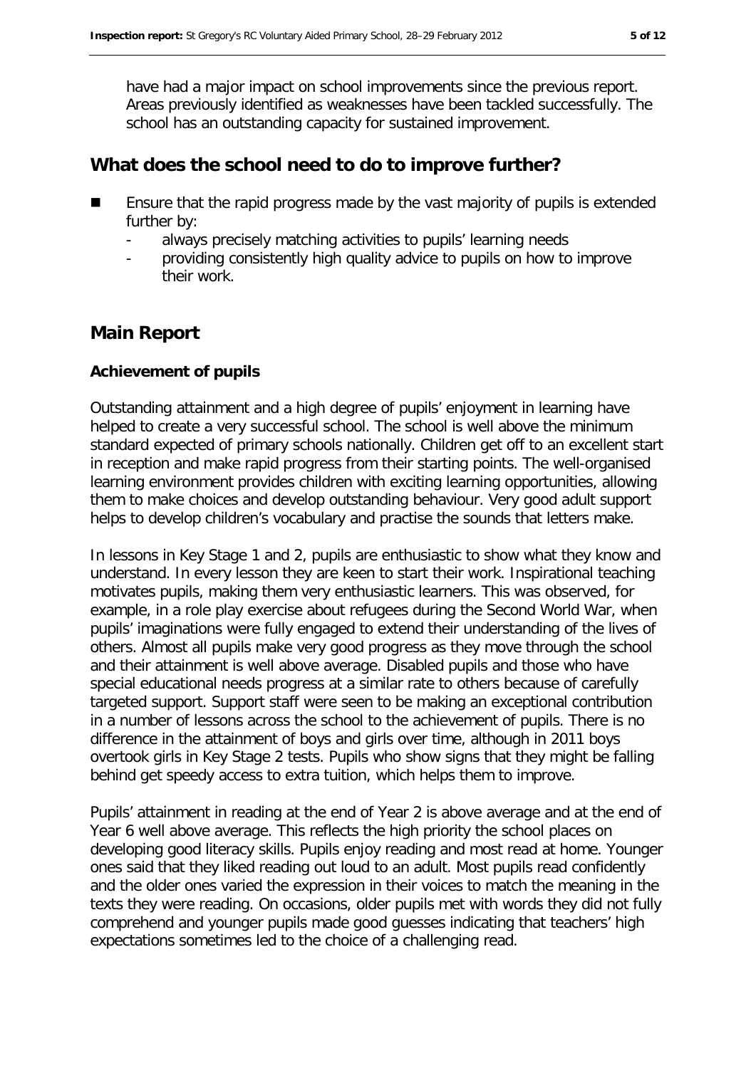have had a major impact on school improvements since the previous report. Areas previously identified as weaknesses have been tackled successfully. The school has an outstanding capacity for sustained improvement.

## What does the school need to do to improve further?

- Ensure that the rapid progress made by the vast majority of pupils is extended further by:
  - always precisely matching activities to pupils' learning needs
  - providing consistently high quality advice to pupils on how to improve their work.

## Main Report

### Achievement of pupils

Outstanding attainment and a high degree of pupils' enjoyment in learning have helped to create a very successful school. The school is well above the minimum standard expected of primary schools nationally. Children get off to an excellent start in reception and make rapid progress from their starting points. The well-organised learning environment provides children with exciting learning opportunities, allowing them to make choices and develop outstanding behaviour. Very good adult support helps to develop children's vocabulary and practise the sounds that letters make.

In lessons in Key Stage 1 and 2, pupils are enthusiastic to show what they know and understand. In every lesson they are keen to start their work. Inspirational teaching motivates pupils, making them very enthusiastic learners. This was observed, for example, in a role play exercise about refugees during the Second World War, when pupils' imaginations were fully engaged to extend their understanding of the lives of others. Almost all pupils make very good progress as they move through the school and their attainment is well above average. Disabled pupils and those who have special educational needs progress at a similar rate to others because of carefully targeted support. Support staff were seen to be making an exceptional contribution in a number of lessons across the school to the achievement of pupils. There is no difference in the attainment of boys and girls over time, although in 2011 boys overtook girls in Key Stage 2 tests. Pupils who show signs that they might be falling behind get speedy access to extra tuition, which helps them to improve.

Pupils' attainment in reading at the end of Year 2 is above average and at the end of Year 6 well above average. This reflects the high priority the school places on developing good literacy skills. Pupils enjoy reading and most read at home. Younger ones said that they liked reading out loud to an adult. Most pupils read confidently and the older ones varied the expression in their voices to match the meaning in the texts they were reading. On occasions, older pupils met with words they did not fully comprehend and younger pupils made good guesses indicating that teachers' high expectations sometimes led to the choice of a challenging read.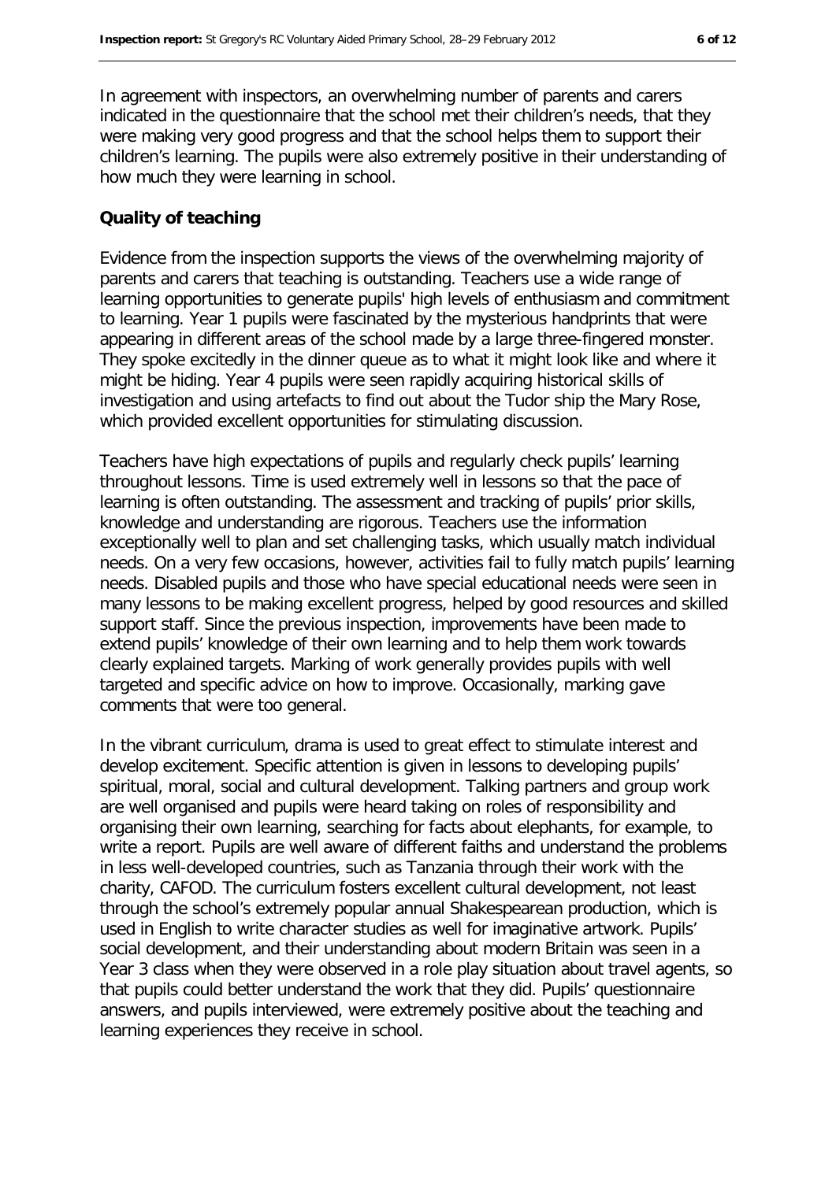In agreement with inspectors, an overwhelming number of parents and carers indicated in the questionnaire that the school met their children's needs, that they were making very good progress and that the school helps them to support their children's learning. The pupils were also extremely positive in their understanding of how much they were learning in school.

## Quality of teaching

Evidence from the inspection supports the views of the overwhelming majority of parents and carers that teaching is outstanding. Teachers use a wide range of learning opportunities to generate pupils' high levels of enthusiasm and commitment to learning. Year 1 pupils were fascinated by the mysterious handprints that were appearing in different areas of the school made by a large three-fingered monster. They spoke excitedly in the dinner queue as to what it might look like and where it might be hiding. Year 4 pupils were seen rapidly acquiring historical skills of investigation and using artefacts to find out about the Tudor ship the Mary Rose, which provided excellent opportunities for stimulating discussion.

Teachers have high expectations of pupils and regularly check pupils' learning throughout lessons. Time is used extremely well in lessons so that the pace of learning is often outstanding. The assessment and tracking of pupils' prior skills, knowledge and understanding are rigorous. Teachers use the information exceptionally well to plan and set challenging tasks, which usually match individual needs. On a very few occasions, however, activities fail to fully match pupils' learning needs. Disabled pupils and those who have special educational needs were seen in many lessons to be making excellent progress, helped by good resources and skilled support staff. Since the previous inspection, improvements have been made to extend pupils' knowledge of their own learning and to help them work towards clearly explained targets. Marking of work generally provides pupils with well targeted and specific advice on how to improve. Occasionally, marking gave comments that were too general.

In the vibrant curriculum, drama is used to great effect to stimulate interest and develop excitement. Specific attention is given in lessons to developing pupils' spiritual, moral, social and cultural development. Talking partners and group work are well organised and pupils were heard taking on roles of responsibility and organising their own learning, searching for facts about elephants, for example, to write a report. Pupils are well aware of different faiths and understand the problems in less well-developed countries, such as Tanzania through their work with the charity, CAFOD. The curriculum fosters excellent cultural development, not least through the school's extremely popular annual Shakespearean production, which is used in English to write character studies as well for imaginative artwork. Pupils' social development, and their understanding about modern Britain was seen in a Year 3 class when they were observed in a role play situation about travel agents, so that pupils could better understand the work that they did. Pupils' questionnaire answers, and pupils interviewed, were extremely positive about the teaching and learning experiences they receive in school.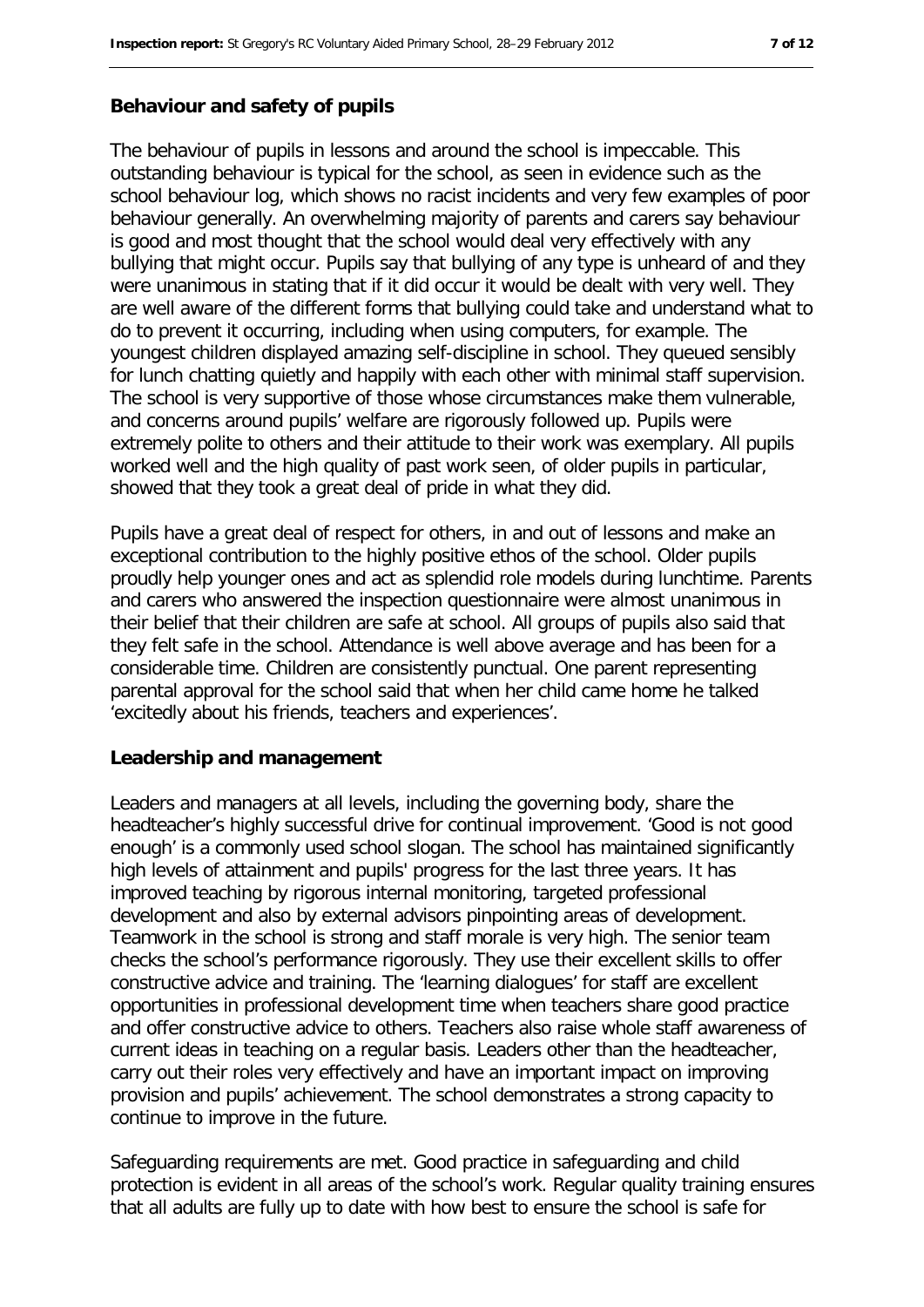### Behaviour and safety of pupils

The behaviour of pupils in lessons and around the school is impeccable. This outstanding behaviour is typical for the school, as seen in evidence such as the school behaviour log, which shows no racist incidents and very few examples of poor behaviour generally. An overwhelming majority of parents and carers say behaviour is good and most thought that the school would deal very effectively with any bullying that might occur. Pupils say that bullying of any type is unheard of and they were unanimous in stating that if it did occur it would be dealt with very well. They are well aware of the different forms that bullying could take and understand what to do to prevent it occurring, including when using computers, for example. The youngest children displayed amazing self-discipline in school. They queued sensibly for lunch chatting quietly and happily with each other with minimal staff supervision. The school is very supportive of those whose circumstances make them vulnerable, and concerns around pupils' welfare are rigorously followed up. Pupils were extremely polite to others and their attitude to their work was exemplary. All pupils worked well and the high quality of past work seen, of older pupils in particular, showed that they took a great deal of pride in what they did.

Pupils have a great deal of respect for others, in and out of lessons and make an exceptional contribution to the highly positive ethos of the school. Older pupils proudly help younger ones and act as splendid role models during lunchtime. Parents and carers who answered the inspection questionnaire were almost unanimous in their belief that their children are safe at school. All groups of pupils also said that they felt safe in the school. Attendance is well above average and has been for a considerable time. Children are consistently punctual. One parent representing parental approval for the school said that when her child came home he talked 'excitedly about his friends, teachers and experiences'.

### Leadership and management

Leaders and managers at all levels, including the governing body, share the headteacher's highly successful drive for continual improvement. 'Good is not good enough' is a commonly used school slogan. The school has maintained significantly high levels of attainment and pupils' progress for the last three years. It has improved teaching by rigorous internal monitoring, targeted professional development and also by external advisors pinpointing areas of development. Teamwork in the school is strong and staff morale is very high. The senior team checks the school's performance rigorously. They use their excellent skills to offer constructive advice and training. The 'learning dialogues' for staff are excellent opportunities in professional development time when teachers share good practice and offer constructive advice to others. Teachers also raise whole staff awareness of current ideas in teaching on a regular basis. Leaders other than the headteacher, carry out their roles very effectively and have an important impact on improving provision and pupils' achievement. The school demonstrates a strong capacity to continue to improve in the future.

Safeguarding requirements are met. Good practice in safeguarding and child protection is evident in all areas of the school's work. Regular quality training ensures that all adults are fully up to date with how best to ensure the school is safe for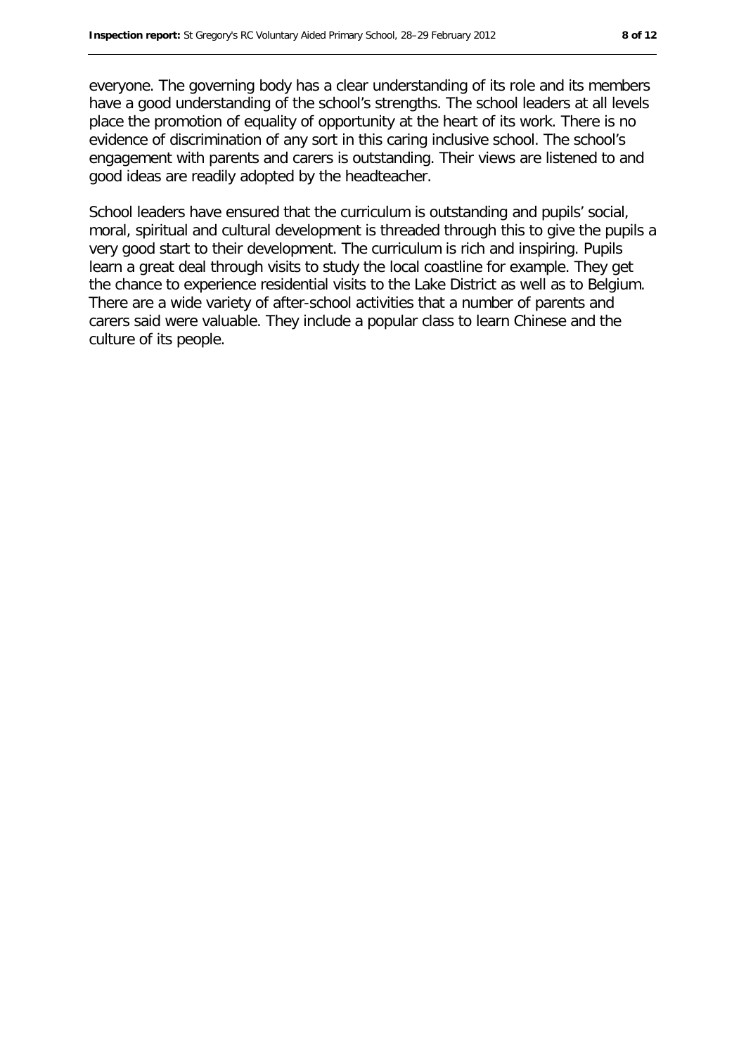everyone. The governing body has a clear understanding of its role and its members have a good understanding of the school's strengths. The school leaders at all levels place the promotion of equality of opportunity at the heart of its work. There is no evidence of discrimination of any sort in this caring inclusive school. The school's engagement with parents and carers is outstanding. Their views are listened to and good ideas are readily adopted by the headteacher.

School leaders have ensured that the curriculum is outstanding and pupils' social, moral, spiritual and cultural development is threaded through this to give the pupils a very good start to their development. The curriculum is rich and inspiring. Pupils learn a great deal through visits to study the local coastline for example. They get the chance to experience residential visits to the Lake District as well as to Belgium. There are a wide variety of after-school activities that a number of parents and carers said were valuable. They include a popular class to learn Chinese and the culture of its people.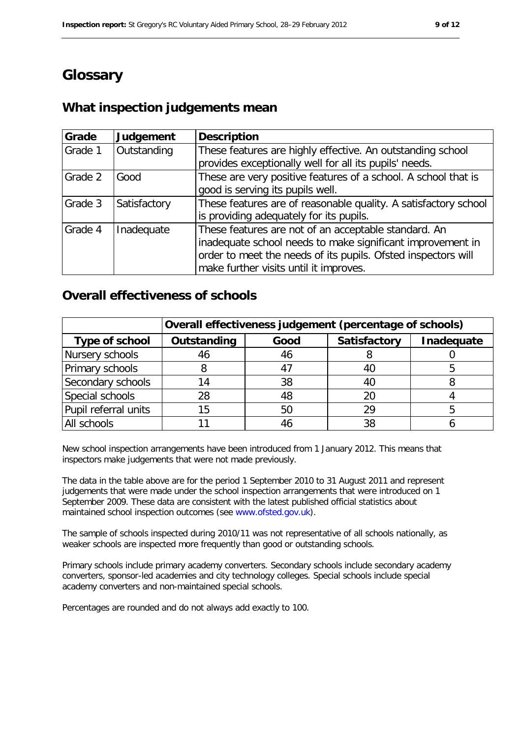# Glossary

## What inspection judgements mean

| Grade | Judgement | Description |
|---|---|---|
| Grade 1 | Outstanding | These features are highly effective. An outstanding school provides exceptionally well for all its pupils' needs. |
| Grade 2 | Good | These are very positive features of a school. A school that is good is serving its pupils well. |
| Grade 3 | Satisfactory | These features are of reasonable quality. A satisfactory school is providing adequately for its pupils. |
| Grade 4 | Inadequate | These features are not of an acceptable standard. An inadequate school needs to make significant improvement in order to meet the needs of its pupils. Ofsted inspectors will make further visits until it improves. |

## Overall effectiveness of schools

| | Overall effectiveness judgement (percentage of schools) | | | |
|---|---|---|---|---|
| **Type of school** | **Outstanding** | **Good** | **Satisfactory** | **Inadequate** |
| Nursery schools | 46 | 46 | 8 | 0 |
| Primary schools | 8 | 47 | 40 | 5 |
| Secondary schools | 14 | 38 | 40 | 8 |
| Special schools | 28 | 48 | 20 | 4 |
| Pupil referral units | 15 | 50 | 29 | 5 |
| All schools | 11 | 46 | 38 | 6 |

New school inspection arrangements have been introduced from 1 January 2012. This means that inspectors make judgements that were not made previously.

The data in the table above are for the period 1 September 2010 to 31 August 2011 and represent judgements that were made under the school inspection arrangements that were introduced on 1 September 2009. These data are consistent with the latest published official statistics about maintained school inspection outcomes (see www.ofsted.gov.uk).

The sample of schools inspected during 2010/11 was not representative of all schools nationally, as weaker schools are inspected more frequently than good or outstanding schools.

Primary schools include primary academy converters. Secondary schools include secondary academy converters, sponsor-led academies and city technology colleges. Special schools include special academy converters and non-maintained special schools.

Percentages are rounded and do not always add exactly to 100.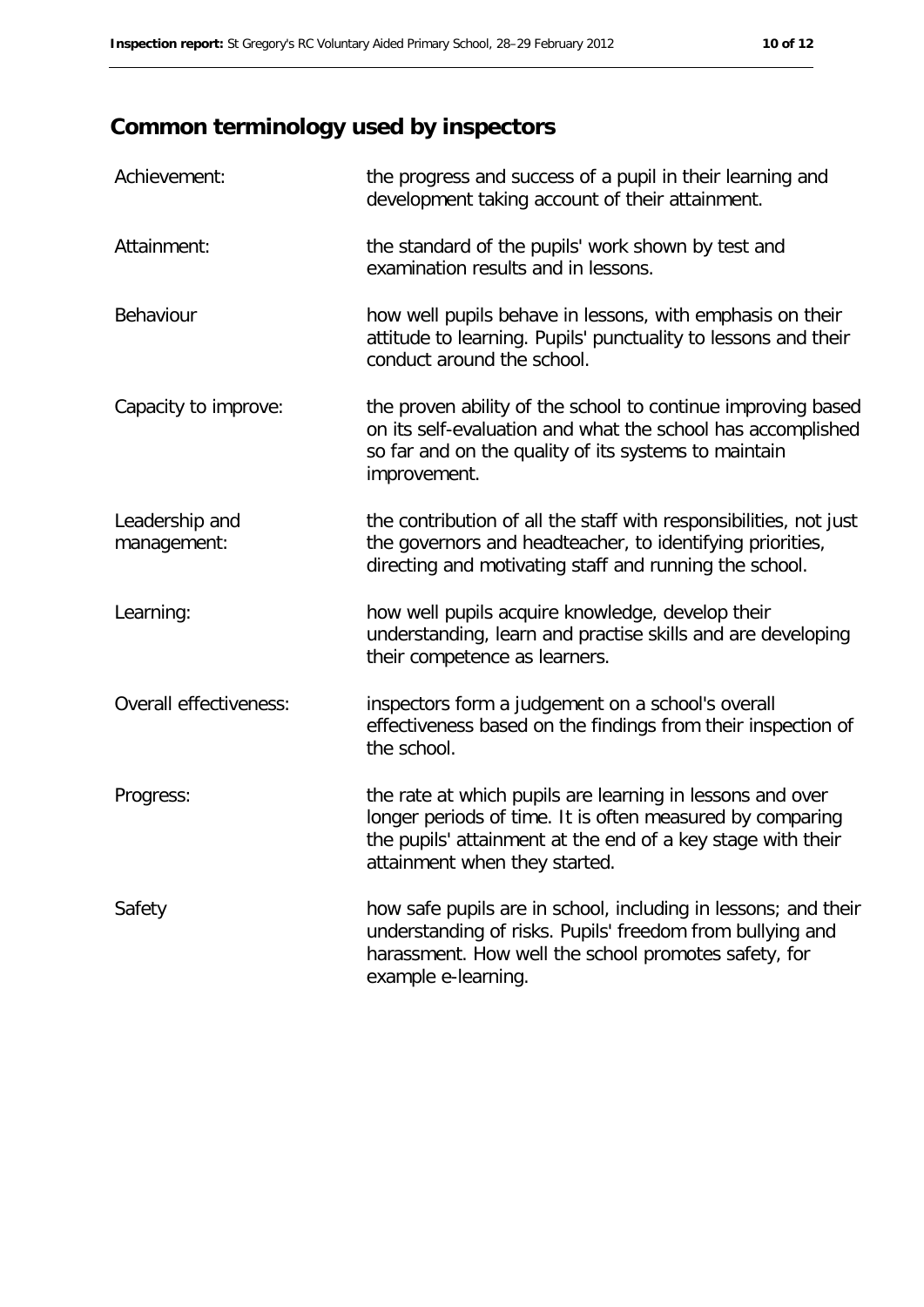## Common terminology used by inspectors

| | |
|---|---|
| Achievement: | the progress and success of a pupil in their learning and development taking account of their attainment. |
| Attainment: | the standard of the pupils' work shown by test and examination results and in lessons. |
| Behaviour | how well pupils behave in lessons, with emphasis on their attitude to learning. Pupils' punctuality to lessons and their conduct around the school. |
| Capacity to improve: | the proven ability of the school to continue improving based on its self-evaluation and what the school has accomplished so far and on the quality of its systems to maintain improvement. |
| Leadership and management: | the contribution of all the staff with responsibilities, not just the governors and headteacher, to identifying priorities, directing and motivating staff and running the school. |
| Learning: | how well pupils acquire knowledge, develop their understanding, learn and practise skills and are developing their competence as learners. |
| Overall effectiveness: | inspectors form a judgement on a school's overall effectiveness based on the findings from their inspection of the school. |
| Progress: | the rate at which pupils are learning in lessons and over longer periods of time. It is often measured by comparing the pupils' attainment at the end of a key stage with their attainment when they started. |
| Safety | how safe pupils are in school, including in lessons; and their understanding of risks. Pupils' freedom from bullying and harassment. How well the school promotes safety, for example e-learning. |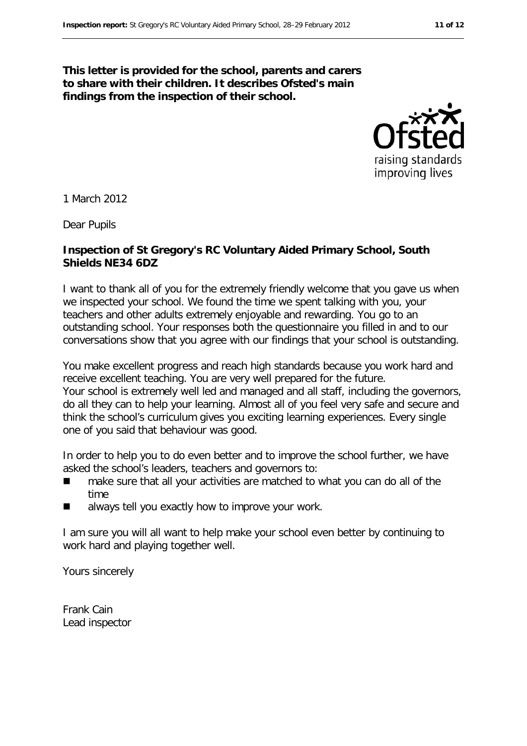**This letter is provided for the school, parents and carers to share with their children. It describes Ofsted's main findings from the inspection of their school.**

1 March 2012

Dear Pupils

**Inspection of St Gregory's RC Voluntary Aided Primary School, South Shields NE34 6DZ**

I want to thank all of you for the extremely friendly welcome that you gave us when we inspected your school. We found the time we spent talking with you, your teachers and other adults extremely enjoyable and rewarding. You go to an outstanding school. Your responses both the questionnaire you filled in and to our conversations show that you agree with our findings that your school is outstanding.

You make excellent progress and reach high standards because you work hard and receive excellent teaching. You are very well prepared for the future. Your school is extremely well led and managed and all staff, including the governors, do all they can to help your learning. Almost all of you feel very safe and secure and think the school's curriculum gives you exciting learning experiences. Every single one of you said that behaviour was good.

In order to help you to do even better and to improve the school further, we have asked the school's leaders, teachers and governors to:

- make sure that all your activities are matched to what you can do all of the time
- always tell you exactly how to improve your work.

I am sure you will all want to help make your school even better by continuing to work hard and playing together well.

Yours sincerely

Frank Cain
Lead inspector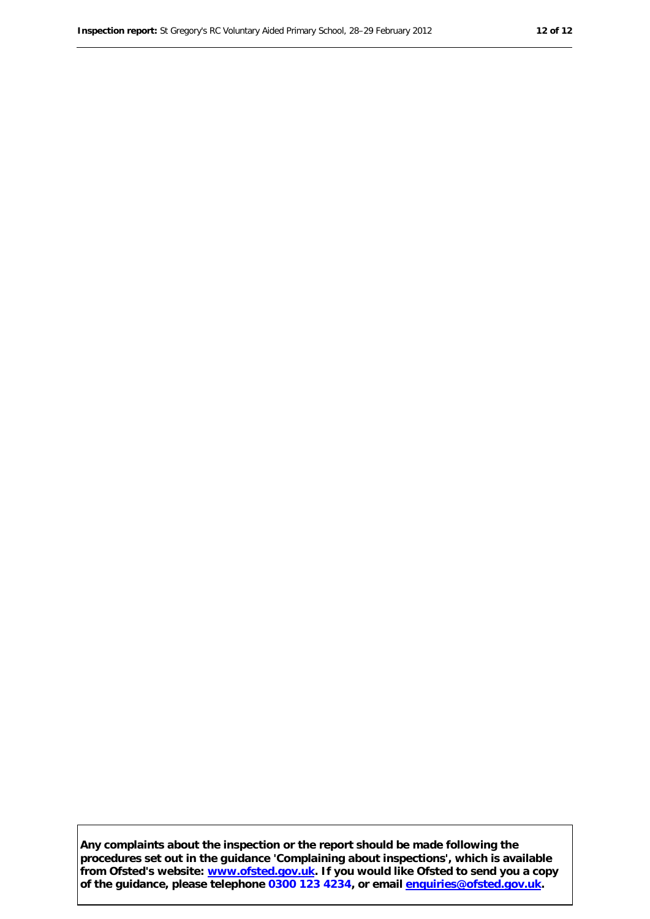**Any complaints about the inspection or the report should be made following the procedures set out in the guidance 'Complaining about inspections', which is available from Ofsted's website: [www.ofsted.gov.uk](http://www.ofsted.gov.uk). If you would like Ofsted to send you a copy of the guidance, please telephone 0300 123 4234, or email [enquiries@ofsted.gov.uk](mailto:enquiries@ofsted.gov.uk).**